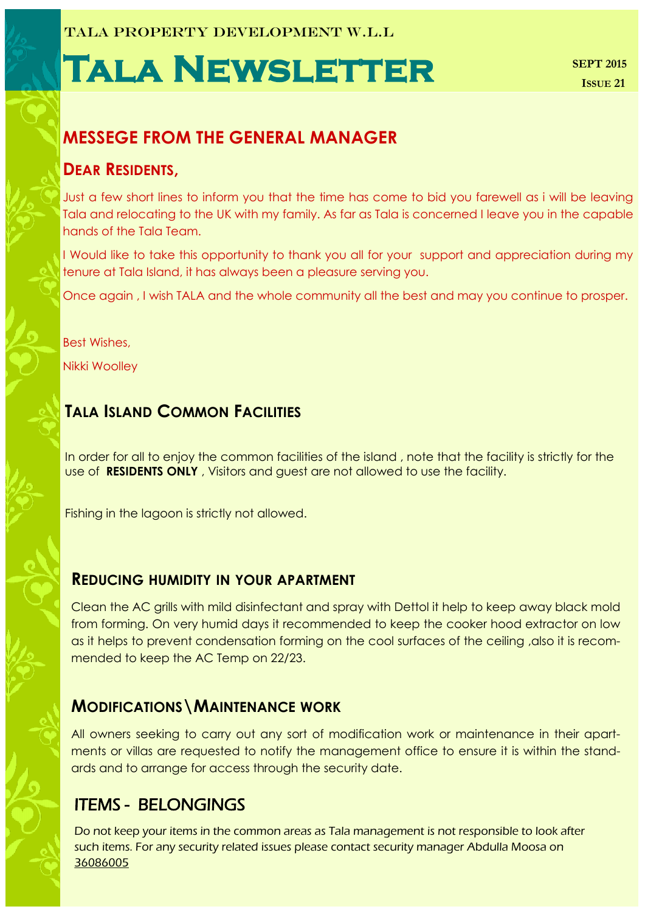TALA PROPERTY DEVELOPMENT W.L.L

# Tala Newsletter

**SEPT 2015**
**ISSUE 21**

## MESSEGE FROM THE GENERAL MANAGER

### DEAR RESIDENTS,

Just a few short lines to inform you that the time has come to bid you farewell as i will be leaving Tala and relocating to the UK with my family. As far as Tala is concerned I leave you in the capable hands of the Tala Team.

I Would like to take this opportunity to thank you all for your support and appreciation during my tenure at Tala Island, it has always been a pleasure serving you.

Once again , I wish TALA and the whole community all the best and may you continue to prosper.

Best Wishes,

Nikki Woolley

## TALA ISLAND COMMON FACILITIES

In order for all to enjoy the common facilities of the island , note that the facility is strictly for the use of **RESIDENTS ONLY** , Visitors and guest are not allowed to use the facility.

Fishing in the lagoon is strictly not allowed.

## REDUCING HUMIDITY IN YOUR APARTMENT

Clean the AC grills with mild disinfectant and spray with Dettol it help to keep away black mold from forming. On very humid days it recommended to keep the cooker hood extractor on low as it helps to prevent condensation forming on the cool surfaces of the ceiling ,also it is recommended to keep the AC Temp on 22/23.

## MODIFICATIONS\MAINTENANCE WORK

All owners seeking to carry out any sort of modification work or maintenance in their apartments or villas are requested to notify the management office to ensure it is within the standards and to arrange for access through the security date.

## ITEMS - BELONGINGS

Do not keep your items in the common areas as Tala management is not responsible to look after such items. For any security related issues please contact security manager Abdulla Moosa on 36086005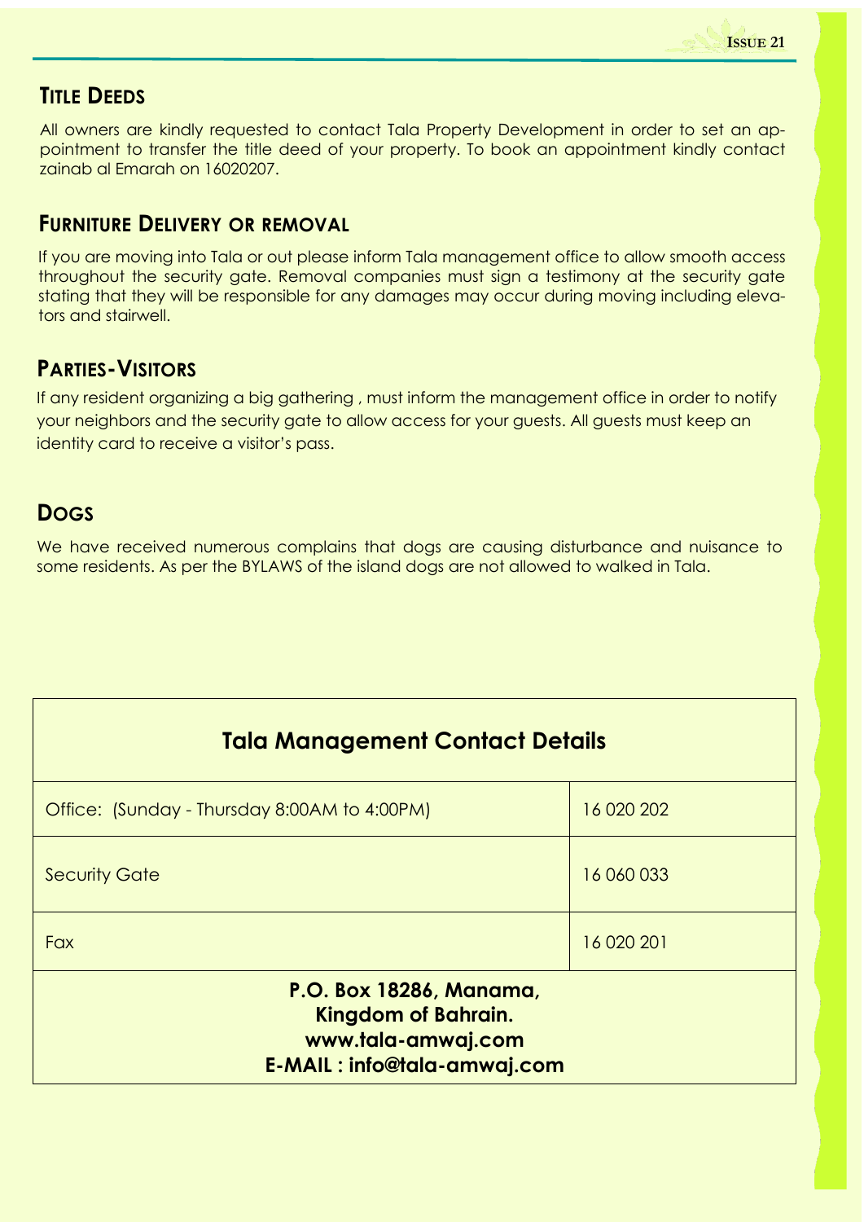## Title Deeds

All owners are kindly requested to contact Tala Property Development in order to set an appointment to transfer the title deed of your property. To book an appointment kindly contact zainab al Emarah on 16020207.

## Furniture Delivery or removal

If you are moving into Tala or out please inform Tala management office to allow smooth access throughout the security gate. Removal companies must sign a testimony at the security gate stating that they will be responsible for any damages may occur during moving including elevators and stairwell.

## Parties-Visitors

If any resident organizing a big gathering , must inform the management office in order to notify your neighbors and the security gate to allow access for your guests. All guests must keep an identity card to receive a visitor's pass.

## Dogs

We have received numerous complains that dogs are causing disturbance and nuisance to some residents. As per the BYLAWS of the island dogs are not allowed to walked in Tala.

| Tala Management Contact Details | |
|---|---|
| Office: (Sunday - Thursday 8:00AM to 4:00PM) | 16 020 202 |
| Security Gate | 16 060 033 |
| Fax | 16 020 201 |

**P.O. Box 18286, Manama,**
**Kingdom of Bahrain.**
**www.tala-amwaj.com**
**E-MAIL : info@tala-amwaj.com**